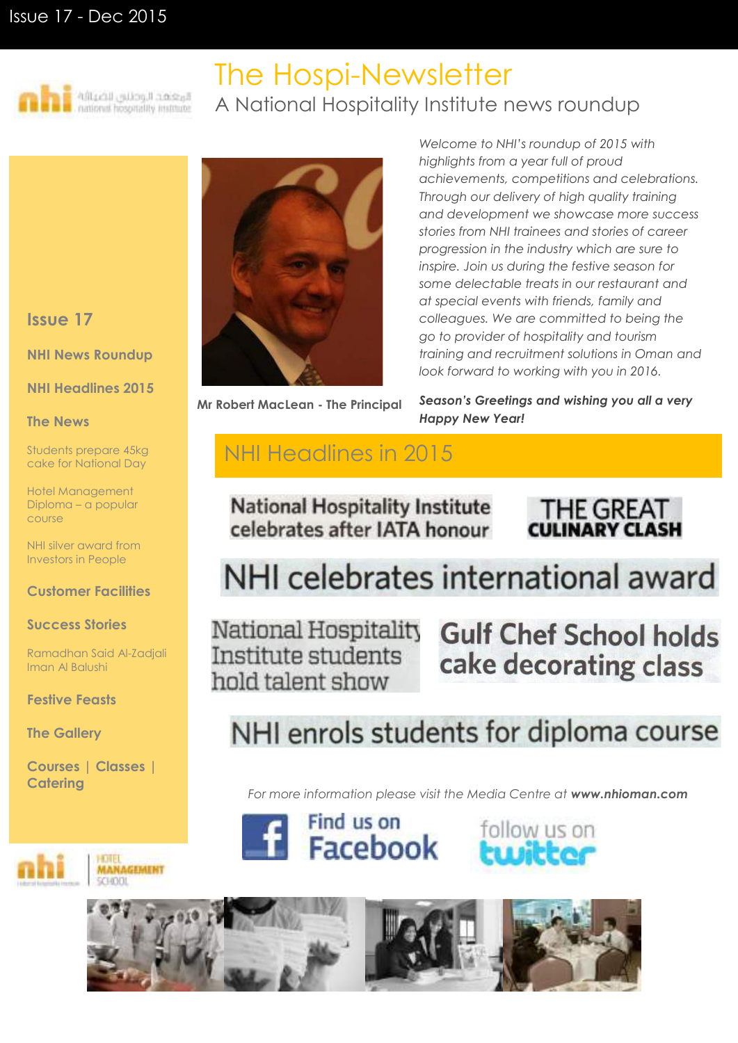Issue 17 - Dec 2015

# The Hospi-Newsletter

## A National Hospitality Institute news roundup

**Issue 17**

**NHI News Roundup**

**NHI Headlines 2015**

**The News**

Students prepare 45kg cake for National Day

Hotel Management Diploma – a popular course

NHI silver award from Investors in People

**Customer Facilities**

**Success Stories**

Ramadhan Said Al-Zadjali Iman Al Balushi

**Festive Feasts**

**The Gallery**

**Courses | Classes | Catering**

Mr Robert MacLean - The Principal

*Welcome to NHI's roundup of 2015 with highlights from a year full of proud achievements, competitions and celebrations. Through our delivery of high quality training and development we showcase more success stories from NHI trainees and stories of career progression in the industry which are sure to inspire. Join us during the festive season for some delectable treats in our restaurant and at special events with friends, family and colleagues. We are committed to being the go to provider of hospitality and tourism training and recruitment solutions in Oman and look forward to working with you in 2016.*

***Season's Greetings and wishing you all a very Happy New Year!***

## NHI Headlines in 2015

National Hospitality Institute celebrates after IATA honour

THE GREAT CULINARY CLASH

NHI celebrates international award

National Hospitality Institute students hold talent show

Gulf Chef School holds cake decorating class

NHI enrols students for diploma course

*For more information please visit the Media Centre at* ***www.nhioman.com***

Find us on Facebook

follow us on twitter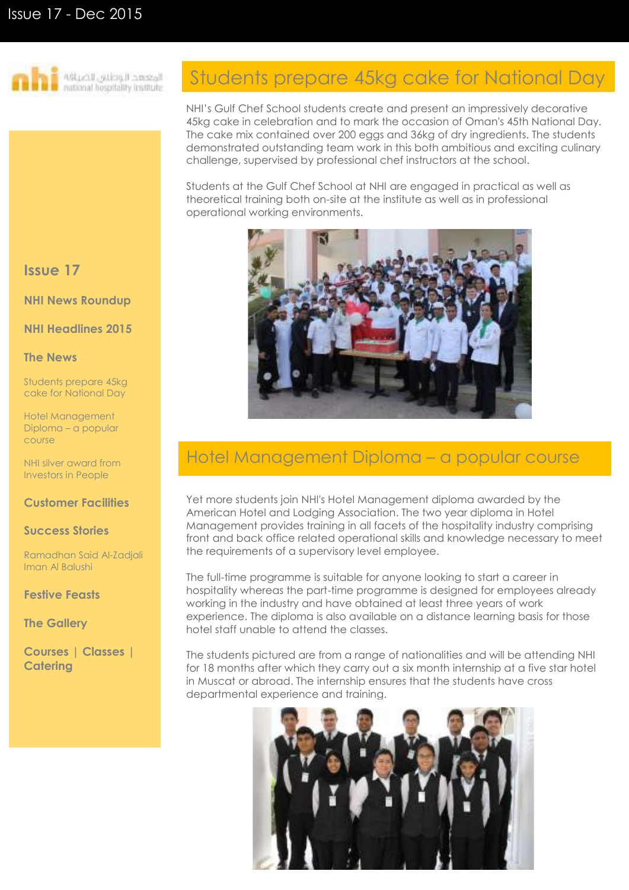Issue 17

NHI News Roundup

NHI Headlines 2015

The News

Students prepare 45kg cake for National Day

Hotel Management Diploma – a popular course

NHI silver award from Investors in People

Customer Facilities

Success Stories

Ramadhan Said Al-Zadjali
Iman Al Balushi

Festive Feasts

The Gallery

Courses | Classes | Catering

## Students prepare 45kg cake for National Day

NHI's Gulf Chef School students create and present an impressively decorative 45kg cake in celebration and to mark the occasion of Oman's 45th National Day. The cake mix contained over 200 eggs and 36kg of dry ingredients. The students demonstrated outstanding team work in this both ambitious and exciting culinary challenge, supervised by professional chef instructors at the school.

Students at the Gulf Chef School at NHI are engaged in practical as well as theoretical training both on-site at the institute as well as in professional operational working environments.

## Hotel Management Diploma – a popular course

Yet more students join NHI's Hotel Management diploma awarded by the American Hotel and Lodging Association. The two year diploma in Hotel Management provides training in all facets of the hospitality industry comprising front and back office related operational skills and knowledge necessary to meet the requirements of a supervisory level employee.

The full-time programme is suitable for anyone looking to start a career in hospitality whereas the part-time programme is designed for employees already working in the industry and have obtained at least three years of work experience. The diploma is also available on a distance learning basis for those hotel staff unable to attend the classes.

The students pictured are from a range of nationalities and will be attending NHI for 18 months after which they carry out a six month internship at a five star hotel in Muscat or abroad. The internship ensures that the students have cross departmental experience and training.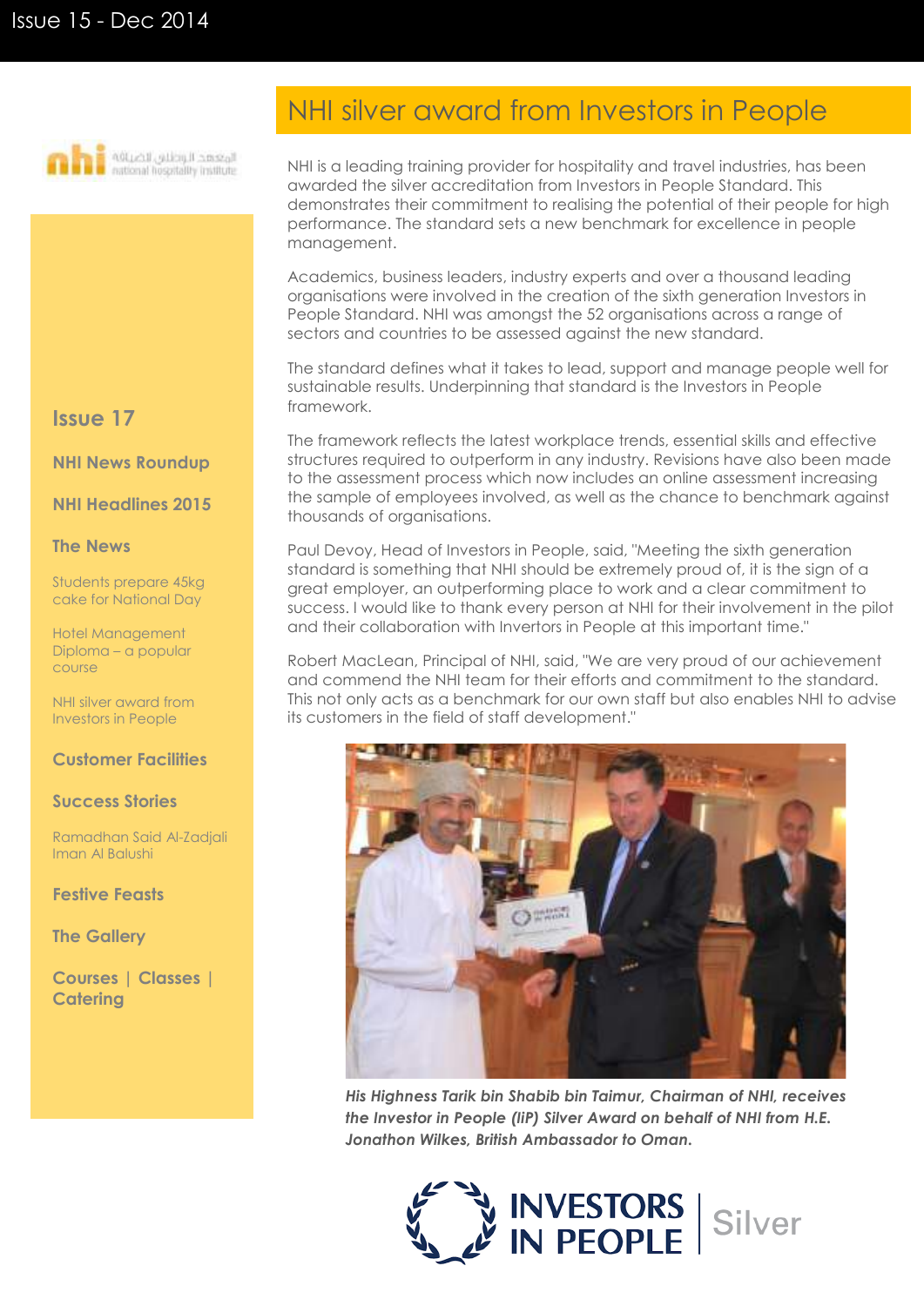# NHI silver award from Investors in People

NHI is a leading training provider for hospitality and travel industries, has been awarded the silver accreditation from Investors in People Standard. This demonstrates their commitment to realising the potential of their people for high performance. The standard sets a new benchmark for excellence in people management.

Academics, business leaders, industry experts and over a thousand leading organisations were involved in the creation of the sixth generation Investors in People Standard. NHI was amongst the 52 organisations across a range of sectors and countries to be assessed against the new standard.

The standard defines what it takes to lead, support and manage people well for sustainable results. Underpinning that standard is the Investors in People framework.

The framework reflects the latest workplace trends, essential skills and effective structures required to outperform in any industry. Revisions have also been made to the assessment process which now includes an online assessment increasing the sample of employees involved, as well as the chance to benchmark against thousands of organisations.

Paul Devoy, Head of Investors in People, said, "Meeting the sixth generation standard is something that NHI should be extremely proud of, it is the sign of a great employer, an outperforming place to work and a clear commitment to success. I would like to thank every person at NHI for their involvement in the pilot and their collaboration with Invertors in People at this important time."

Robert MacLean, Principal of NHI, said, "We are very proud of our achievement and commend the NHI team for their efforts and commitment to the standard. This not only acts as a benchmark for our own staff but also enables NHI to advise its customers in the field of staff development."

***His Highness Tarik bin Shabib bin Taimur, Chairman of NHI, receives the Investor in People (IiP) Silver Award on behalf of NHI from H.E. Jonathon Wilkes, British Ambassador to Oman.***

INVESTORS IN PEOPLE | Silver

---

**Issue 17**

**NHI News Roundup**

**NHI Headlines 2015**

**The News**

- Students prepare 45kg cake for National Day
- Hotel Management Diploma – a popular course
- NHI silver award from Investors in People

**Customer Facilities**

**Success Stories**

- Ramadhan Said Al-Zadjali
- Iman Al Balushi

**Festive Feasts**

**The Gallery**

**Courses | Classes | Catering**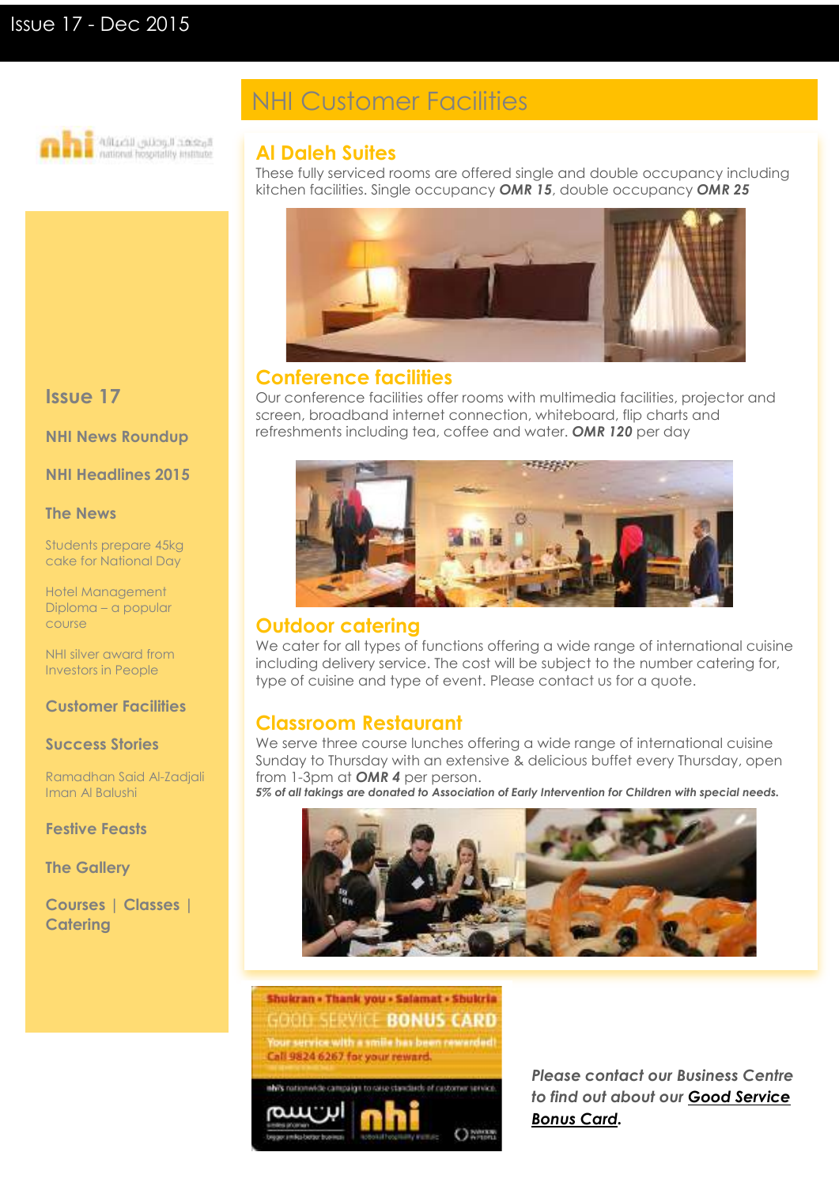Issue 17 - Dec 2015

**Issue 17**

**NHI News Roundup**

**NHI Headlines 2015**

**The News**

Students prepare 45kg cake for National Day

Hotel Management Diploma – a popular course

NHI silver award from Investors in People

**Customer Facilities**

**Success Stories**

Ramadhan Said Al-Zadjali
Iman Al Balushi

**Festive Feasts**

**The Gallery**

**Courses | Classes | Catering**

# NHI Customer Facilities

## Al Daleh Suites

These fully serviced rooms are offered single and double occupancy including kitchen facilities. Single occupancy ***OMR 15***, double occupancy ***OMR 25***

## Conference facilities

Our conference facilities offer rooms with multimedia facilities, projector and screen, broadband internet connection, whiteboard, flip charts and refreshments including tea, coffee and water. ***OMR 120*** per day

## Outdoor catering

We cater for all types of functions offering a wide range of international cuisine including delivery service. The cost will be subject to the number catering for, type of cuisine and type of event. Please contact us for a quote.

## Classroom Restaurant

We serve three course lunches offering a wide range of international cuisine Sunday to Thursday with an extensive & delicious buffet every Thursday, open from 1-3pm at ***OMR 4*** per person.

***5% of all takings are donated to Association of Early Intervention for Children with special needs.***

*Please contact our Business Centre to find out about our* ***Good Service Bonus Card****.*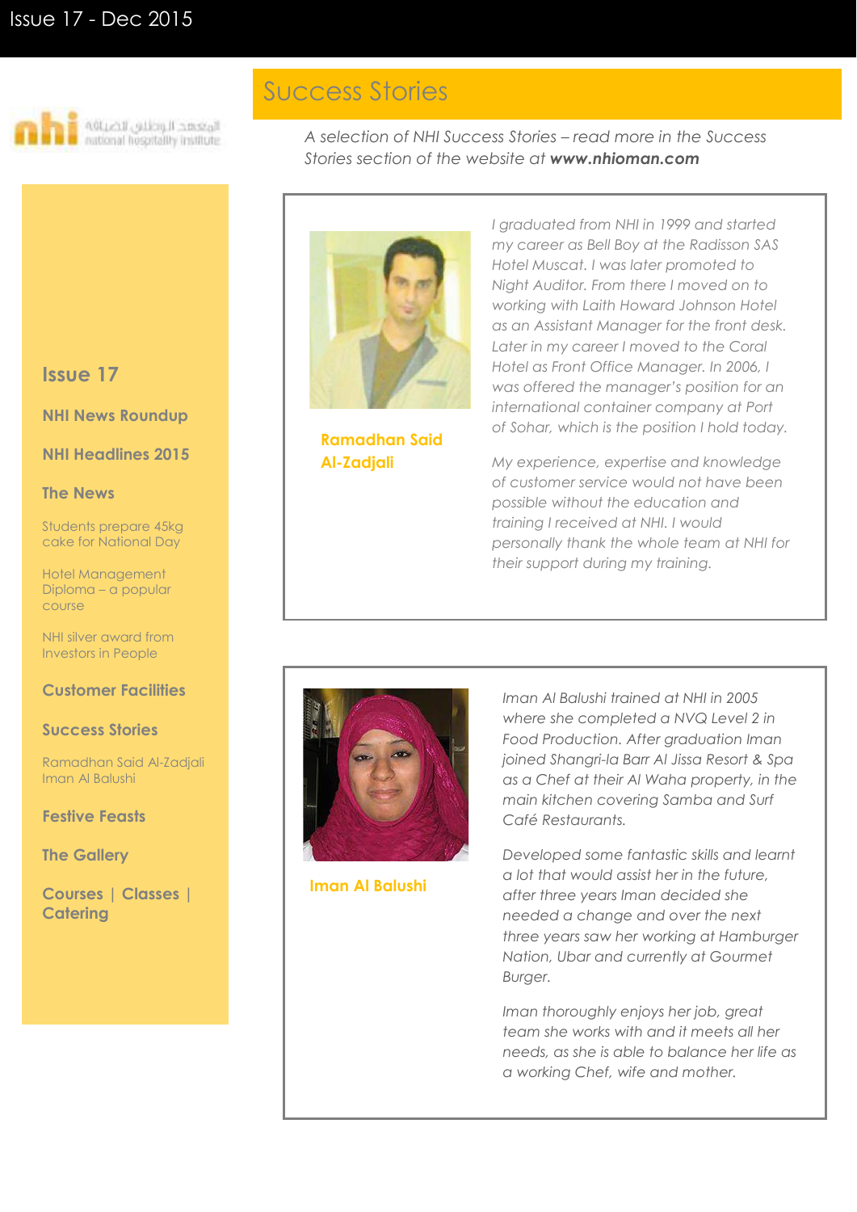## Issue 17

**NHI News Roundup**

**NHI Headlines 2015**

**The News**

Students prepare 45kg cake for National Day

Hotel Management Diploma – a popular course

NHI silver award from Investors in People

**Customer Facilities**

**Success Stories**

Ramadhan Said Al-Zadjali
Iman Al Balushi

**Festive Feasts**

**The Gallery**

**Courses | Classes | Catering**

# Success Stories

*A selection of NHI Success Stories – read more in the Success Stories section of the website at **www.nhioman.com***

### Ramadhan Said Al-Zadjali

*I graduated from NHI in 1999 and started my career as Bell Boy at the Radisson SAS Hotel Muscat. I was later promoted to Night Auditor. From there I moved on to working with Laith Howard Johnson Hotel as an Assistant Manager for the front desk. Later in my career I moved to the Coral Hotel as Front Office Manager. In 2006, I was offered the manager's position for an international container company at Port of Sohar, which is the position I hold today.*

*My experience, expertise and knowledge of customer service would not have been possible without the education and training I received at NHI. I would personally thank the whole team at NHI for their support during my training.*

### Iman Al Balushi

*Iman Al Balushi trained at NHI in 2005 where she completed a NVQ Level 2 in Food Production. After graduation Iman joined Shangri-la Barr Al Jissa Resort & Spa as a Chef at their Al Waha property, in the main kitchen covering Samba and Surf Café Restaurants.*

*Developed some fantastic skills and learnt a lot that would assist her in the future, after three years Iman decided she needed a change and over the next three years saw her working at Hamburger Nation, Ubar and currently at Gourmet Burger.*

*Iman thoroughly enjoys her job, great team she works with and it meets all her needs, as she is able to balance her life as a working Chef, wife and mother.*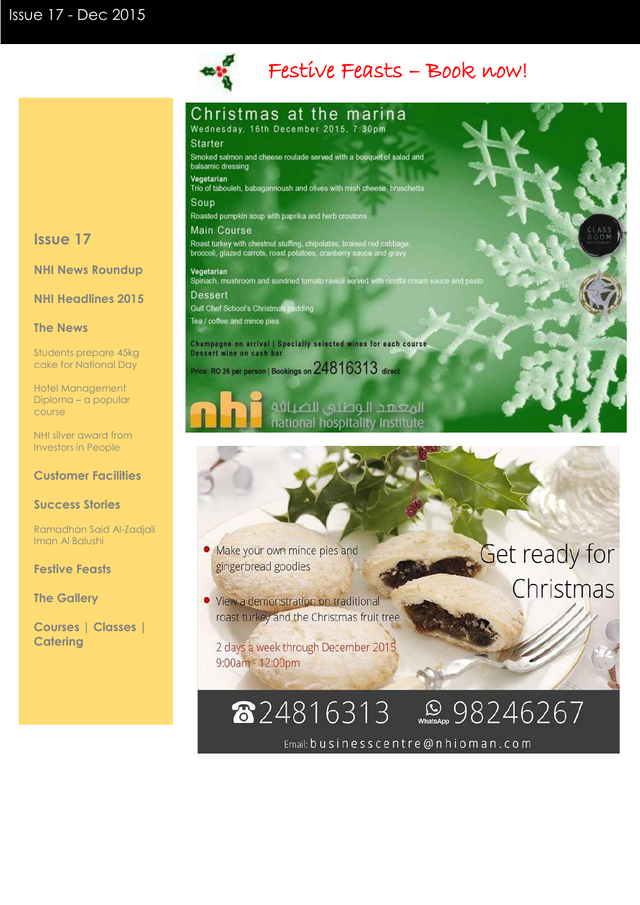# Festive Feasts – Book now!

**Issue 17**

**NHI News Roundup**

**NHI Headlines 2015**

**The News**

Students prepare 45kg cake for National Day

Hotel Management Diploma – a popular course

NHI silver award from Investors in People

**Customer Facilities**

**Success Stories**

Ramadhan Said Al-Zadjali
Iman Al Balushi

**Festive Feasts**

**The Gallery**

**Courses | Classes | Catering**

## Christmas at the marina

Wednesday, 16th December 2015, 7:30pm

### Starter

Smoked salmon and cheese roulade served with a bouquet of salad and balsamic dressing

**Vegetarian**
Trio of tabouleh, babagannoush and olives with mish cheese bruschetta

### Soup

Roasted pumpkin soup with paprika and herb croutons

### Main Course

Roast turkey with chestnut stuffing, chipolatas, braised red cabbage, broccoli, glazed carrots, roast potatoes, cranberry sauce and gravy

**Vegetarian**
Spinach, mushroom and sundried tomato ravioli served with ricotta cream sauce and pesto

### Dessert

Gulf Chef School's Christmas pudding

Tea / coffee and mince pies

Champagne on arrival | Specially selected wines for each course
Dessert wine on cash bar

Price: RO 26 per person | Bookings on 24816313 direct

nhi المعهد الوطني للضيافة
national hospitality institute

## Get ready for Christmas

- Make your own mince pies and gingerbread goodies
- View a demonstration on traditional roast turkey and the Christmas fruit tree

2 days a week through December 2015
9:00am - 12:00pm

☎ 24816313 WhatsApp 98246267

Email: businesscentre@nhioman.com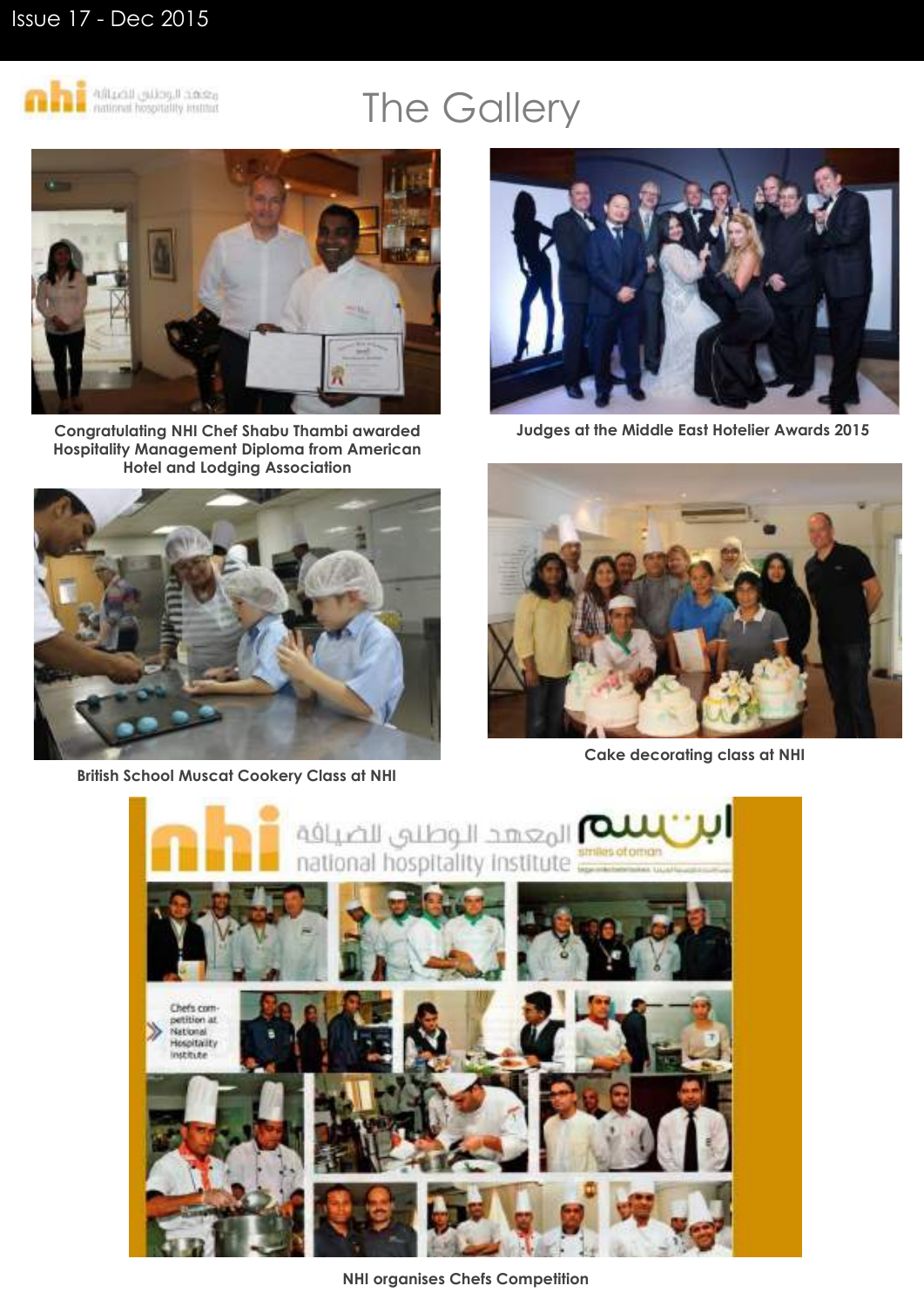# The Gallery

Congratulating NHI Chef Shabu Thambi awarded Hospitality Management Diploma from American Hotel and Lodging Association

Judges at the Middle East Hotelier Awards 2015

British School Muscat Cookery Class at NHI

Cake decorating class at NHI

NHI organises Chefs Competition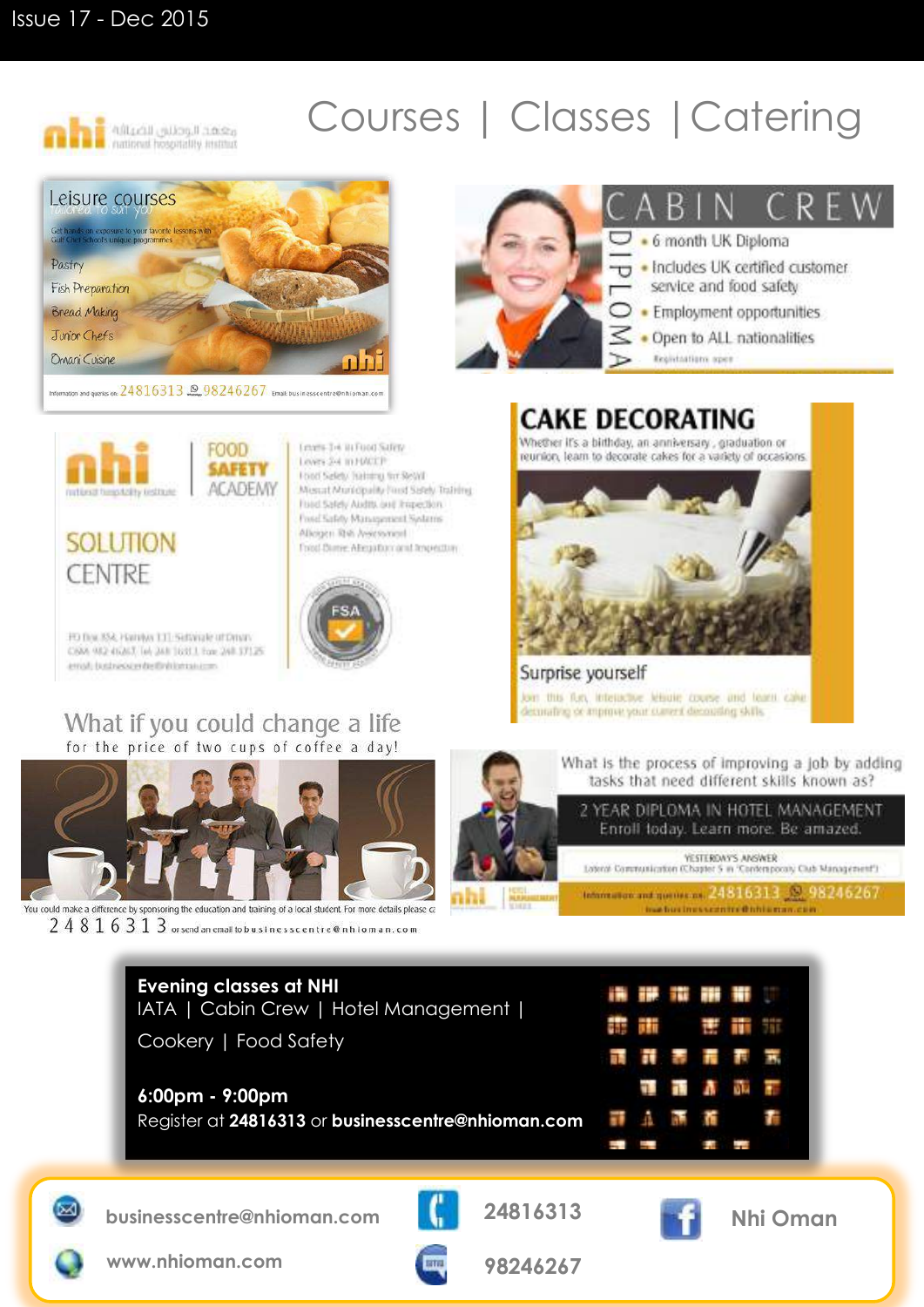# Courses | Classes | Catering

nhi معهد الضيافة الوطني national hospitality institute

## Leisure courses

Tailored to suit you

Get hands on exposure to your favorite lessons with Gulf Chef School's unique programmes

- Pastry
- Fish Preparation
- Bread Making
- Junior Chefs
- Omani Cuisine

Information and queries on: 24816313 98246267 Email: businesscentre@nhioman.com

## CABIN CREW DIPLOMA

- 6 month UK Diploma
- Includes UK certified customer service and food safety
- Employment opportunities
- Open to ALL nationalities

Registrations open

## nhi FOOD SAFETY ACADEMY

### SOLUTION CENTRE

- Levels 1-4 in Food Safety
- Levels 2-4 in HACCP
- Food Safety Training for Retail
- Muscat Municipality Food Safety Training
- Food Safety Audits and Inspection
- Food Safety Management Systems
- Allergen Risk Assessment
- Food Borne Allergen and Inspection

PO Box 354, Hamriya 131, Sultanate of Oman. GSM 982 46267, Tel 248 16313, Fax 248 17125 email: businesscentre@nhioman.com

FSA

## CAKE DECORATING

Whether it's a birthday, an anniversary, graduation or reunion, learn to decorate cakes for a variety of occasions.

Surprise yourself

Join this fun, interactive leisure course and learn cake decorating or improve your current decorating skills.

## What if you could change a life

for the price of two cups of coffee a day!

You could make a difference by sponsoring the education and training of a local student. For more details please call 24816313 or send an email to businesscentre@nhioman.com

What is the process of improving a job by adding tasks that need different skills known as?

2 YEAR DIPLOMA IN HOTEL MANAGEMENT

Enroll today. Learn more. Be amazed.

YESTERDAY'S ANSWER

Lateral Communication (Chapter 5 in 'Contemporary Club Management')

nhi | HOTEL MANAGEMENT

Information and queries on: 24816313 98246267 businesscentre@nhioman.com

## Evening classes at NHI

IATA | Cabin Crew | Hotel Management | Cookery | Food Safety

**6:00pm - 9:00pm**

Register at **24816313** or **businesscentre@nhioman.com**

---

- businesscentre@nhioman.com
- www.nhioman.com
- 24816313
- 98246267
- Nhi Oman